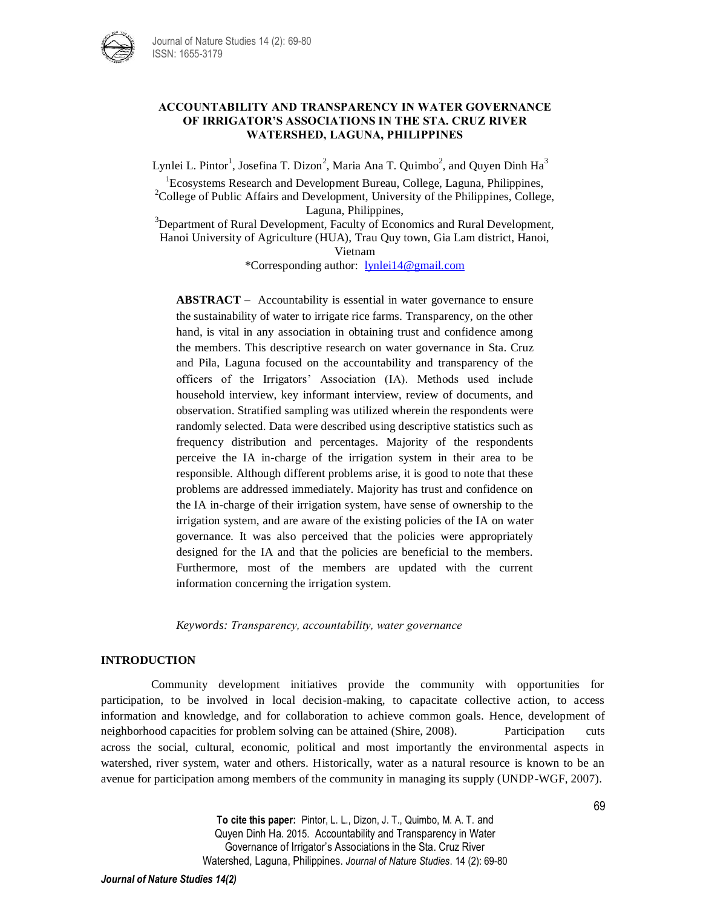# ACCOUNTABILITY AND TRANSPARENCY IN WATER GOVERNANCE OF IRRIGATOR'S ASSOCIATIONS IN THE STA. CRUZ RIVER WATERSHED, LAGUNA, PHILIPPINES

Lynlei L. Pintor[1], Josefina T. Dizon[2], Maria Ana T. Quimbo[2], and Quyen Dinh Ha[3]

[1]Ecosystems Research and Development Bureau, College, Laguna, Philippines,
[2]College of Public Affairs and Development, University of the Philippines, College, Laguna, Philippines,
[3]Department of Rural Development, Faculty of Economics and Rural Development, Hanoi University of Agriculture (HUA), Trau Quy town, Gia Lam district, Hanoi, Vietnam

*Corresponding author: lynlei14@gmail.com

**ABSTRACT –** Accountability is essential in water governance to ensure the sustainability of water to irrigate rice farms. Transparency, on the other hand, is vital in any association in obtaining trust and confidence among the members. This descriptive research on water governance in Sta. Cruz and Pila, Laguna focused on the accountability and transparency of the officers of the Irrigators' Association (IA). Methods used include household interview, key informant interview, review of documents, and observation. Stratified sampling was utilized wherein the respondents were randomly selected. Data were described using descriptive statistics such as frequency distribution and percentages. Majority of the respondents perceive the IA in-charge of the irrigation system in their area to be responsible. Although different problems arise, it is good to note that these problems are addressed immediately. Majority has trust and confidence on the IA in-charge of their irrigation system, have sense of ownership to the irrigation system, and are aware of the existing policies of the IA on water governance. It was also perceived that the policies were appropriately designed for the IA and that the policies are beneficial to the members. Furthermore, most of the members are updated with the current information concerning the irrigation system.

*Keywords: Transparency, accountability, water governance*

## INTRODUCTION

Community development initiatives provide the community with opportunities for participation, to be involved in local decision-making, to capacitate collective action, to access information and knowledge, and for collaboration to achieve common goals. Hence, development of neighborhood capacities for problem solving can be attained (Shire, 2008). Participation cuts across the social, cultural, economic, political and most importantly the environmental aspects in watershed, river system, water and others. Historically, water as a natural resource is known to be an avenue for participation among members of the community in managing its supply (UNDP-WGF, 2007).

**To cite this paper:** Pintor, L. L., Dizon, J. T., Quimbo, M. A. T. and Quyen Dinh Ha. 2015. Accountability and Transparency in Water Governance of Irrigator's Associations in the Sta. Cruz River Watershed, Laguna, Philippines. *Journal of Nature Studies*. 14 (2): 69-80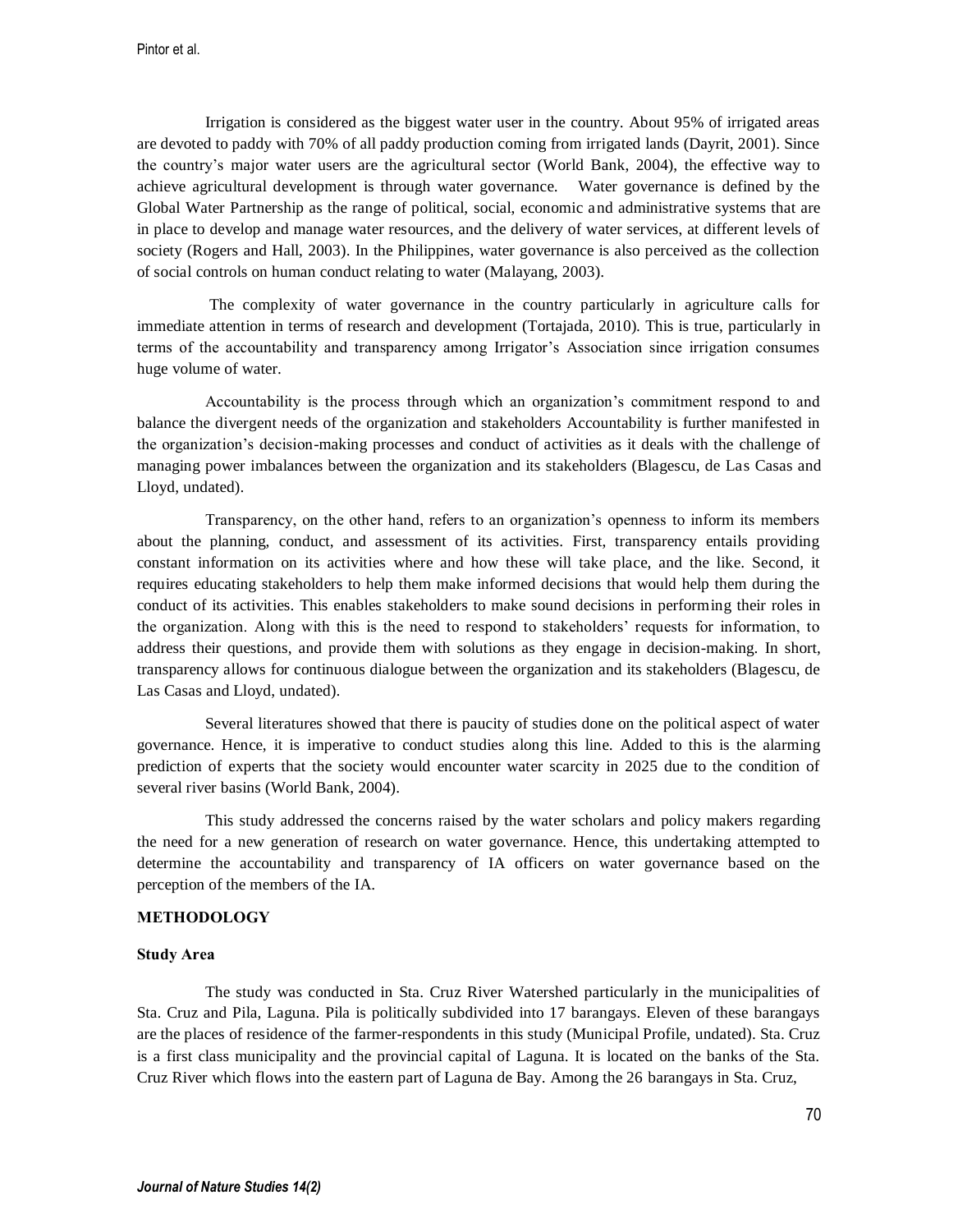Irrigation is considered as the biggest water user in the country. About 95% of irrigated areas are devoted to paddy with 70% of all paddy production coming from irrigated lands (Dayrit, 2001). Since the country's major water users are the agricultural sector (World Bank, 2004), the effective way to achieve agricultural development is through water governance. Water governance is defined by the Global Water Partnership as the range of political, social, economic and administrative systems that are in place to develop and manage water resources, and the delivery of water services, at different levels of society (Rogers and Hall, 2003). In the Philippines, water governance is also perceived as the collection of social controls on human conduct relating to water (Malayang, 2003).

The complexity of water governance in the country particularly in agriculture calls for immediate attention in terms of research and development (Tortajada, 2010). This is true, particularly in terms of the accountability and transparency among Irrigator's Association since irrigation consumes huge volume of water.

Accountability is the process through which an organization's commitment respond to and balance the divergent needs of the organization and stakeholders Accountability is further manifested in the organization's decision-making processes and conduct of activities as it deals with the challenge of managing power imbalances between the organization and its stakeholders (Blagescu, de Las Casas and Lloyd, undated).

Transparency, on the other hand, refers to an organization's openness to inform its members about the planning, conduct, and assessment of its activities. First, transparency entails providing constant information on its activities where and how these will take place, and the like. Second, it requires educating stakeholders to help them make informed decisions that would help them during the conduct of its activities. This enables stakeholders to make sound decisions in performing their roles in the organization. Along with this is the need to respond to stakeholders' requests for information, to address their questions, and provide them with solutions as they engage in decision-making. In short, transparency allows for continuous dialogue between the organization and its stakeholders (Blagescu, de Las Casas and Lloyd, undated).

Several literatures showed that there is paucity of studies done on the political aspect of water governance. Hence, it is imperative to conduct studies along this line. Added to this is the alarming prediction of experts that the society would encounter water scarcity in 2025 due to the condition of several river basins (World Bank, 2004).

This study addressed the concerns raised by the water scholars and policy makers regarding the need for a new generation of research on water governance. Hence, this undertaking attempted to determine the accountability and transparency of IA officers on water governance based on the perception of the members of the IA.

## METHODOLOGY

### Study Area

The study was conducted in Sta. Cruz River Watershed particularly in the municipalities of Sta. Cruz and Pila, Laguna. Pila is politically subdivided into 17 barangays. Eleven of these barangays are the places of residence of the farmer-respondents in this study (Municipal Profile, undated). Sta. Cruz is a first class municipality and the provincial capital of Laguna. It is located on the banks of the Sta. Cruz River which flows into the eastern part of Laguna de Bay. Among the 26 barangays in Sta. Cruz,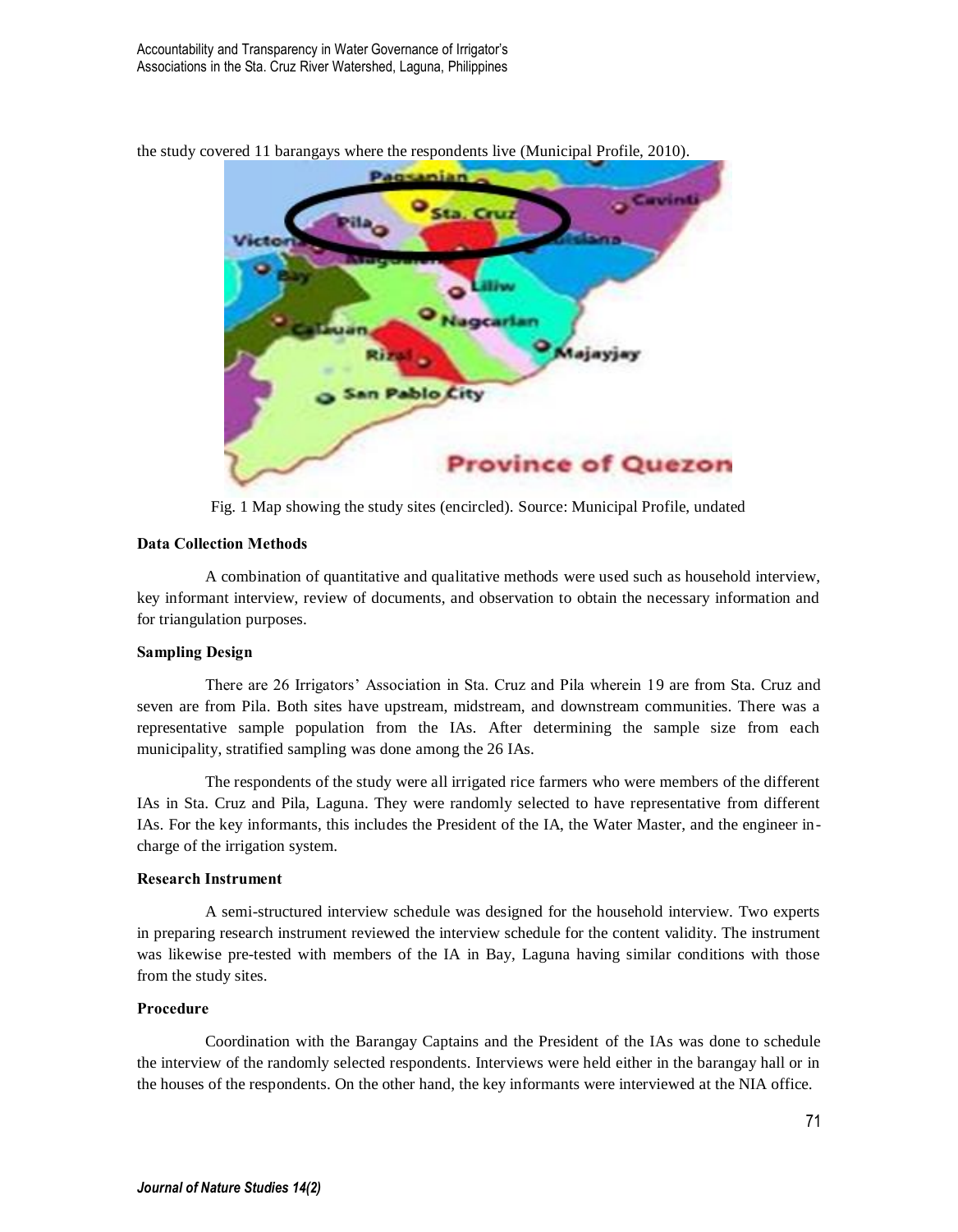the study covered 11 barangays where the respondents live (Municipal Profile, 2010).

Fig. 1 Map showing the study sites (encircled). Source: Municipal Profile, undated

**Data Collection Methods**

A combination of quantitative and qualitative methods were used such as household interview, key informant interview, review of documents, and observation to obtain the necessary information and for triangulation purposes.

**Sampling Design**

There are 26 Irrigators' Association in Sta. Cruz and Pila wherein 19 are from Sta. Cruz and seven are from Pila. Both sites have upstream, midstream, and downstream communities. There was a representative sample population from the IAs. After determining the sample size from each municipality, stratified sampling was done among the 26 IAs.

The respondents of the study were all irrigated rice farmers who were members of the different IAs in Sta. Cruz and Pila, Laguna. They were randomly selected to have representative from different IAs. For the key informants, this includes the President of the IA, the Water Master, and the engineer in-charge of the irrigation system.

**Research Instrument**

A semi-structured interview schedule was designed for the household interview. Two experts in preparing research instrument reviewed the interview schedule for the content validity. The instrument was likewise pre-tested with members of the IA in Bay, Laguna having similar conditions with those from the study sites.

**Procedure**

Coordination with the Barangay Captains and the President of the IAs was done to schedule the interview of the randomly selected respondents. Interviews were held either in the barangay hall or in the houses of the respondents. On the other hand, the key informants were interviewed at the NIA office.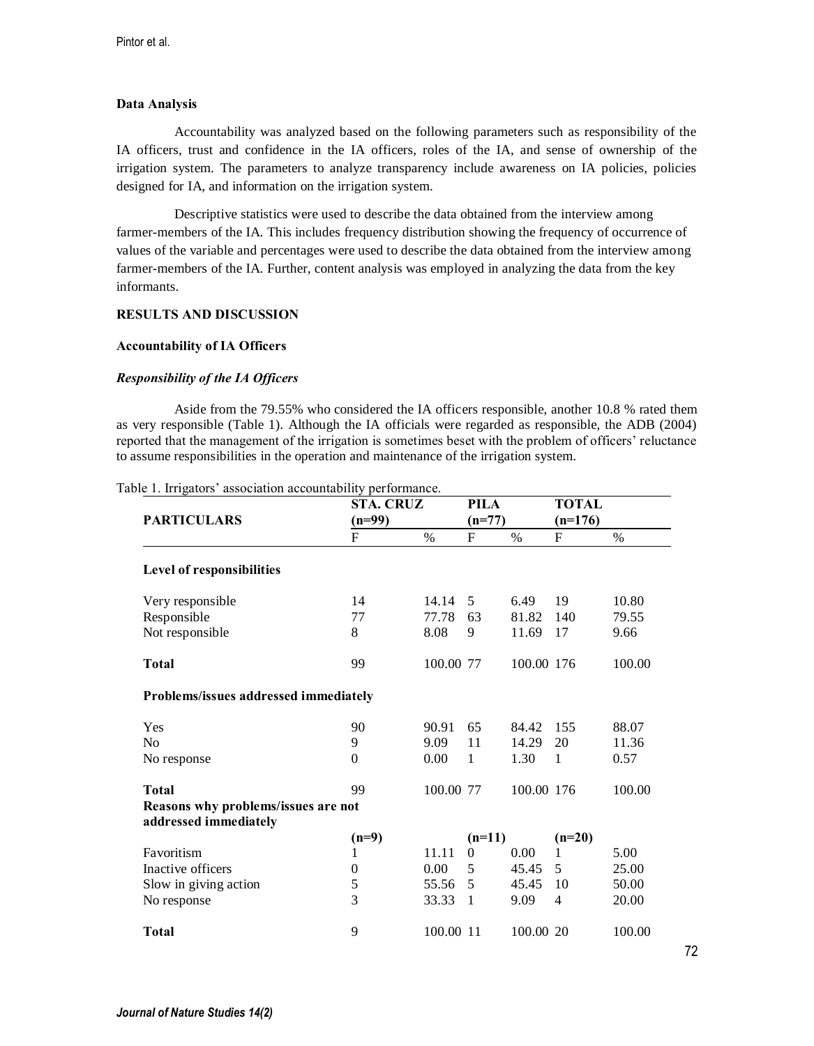### Data Analysis

Accountability was analyzed based on the following parameters such as responsibility of the IA officers, trust and confidence in the IA officers, roles of the IA, and sense of ownership of the irrigation system. The parameters to analyze transparency include awareness on IA policies, policies designed for IA, and information on the irrigation system.

Descriptive statistics were used to describe the data obtained from the interview among farmer-members of the IA. This includes frequency distribution showing the frequency of occurrence of values of the variable and percentages were used to describe the data obtained from the interview among farmer-members of the IA. Further, content analysis was employed in analyzing the data from the key informants.

## RESULTS AND DISCUSSION

### Accountability of IA Officers

#### *Responsibility of the IA Officers*

Aside from the 79.55% who considered the IA officers responsible, another 10.8 % rated them as very responsible (Table 1). Although the IA officials were regarded as responsible, the ADB (2004) reported that the management of the irrigation is sometimes beset with the problem of officers' reluctance to assume responsibilities in the operation and maintenance of the irrigation system.

Table 1. Irrigators' association accountability performance.

| PARTICULARS | STA. CRUZ (n=99) | | PILA (n=77) | | TOTAL (n=176) | |
|---|---|---|---|---|---|---|
| | F | % | F | % | F | % |
| **Level of responsibilities** | | | | | | |
| Very responsible | 14 | 14.14 | 5 | 6.49 | 19 | 10.80 |
| Responsible | 77 | 77.78 | 63 | 81.82 | 140 | 79.55 |
| Not responsible | 8 | 8.08 | 9 | 11.69 | 17 | 9.66 |
| **Total** | 99 | 100.00 | 77 | 100.00 | 176 | 100.00 |
| **Problems/issues addressed immediately** | | | | | | |
| Yes | 90 | 90.91 | 65 | 84.42 | 155 | 88.07 |
| No | 9 | 9.09 | 11 | 14.29 | 20 | 11.36 |
| No response | 0 | 0.00 | 1 | 1.30 | 1 | 0.57 |
| **Total** | 99 | 100.00 | 77 | 100.00 | 176 | 100.00 |
| **Reasons why problems/issues are not addressed immediately** | | | | | | |
| | (n=9) | | (n=11) | | (n=20) | |
| Favoritism | 1 | 11.11 | 0 | 0.00 | 1 | 5.00 |
| Inactive officers | 0 | 0.00 | 5 | 45.45 | 5 | 25.00 |
| Slow in giving action | 5 | 55.56 | 5 | 45.45 | 10 | 50.00 |
| No response | 3 | 33.33 | 1 | 9.09 | 4 | 20.00 |
| **Total** | 9 | 100.00 | 11 | 100.00 | 20 | 100.00 |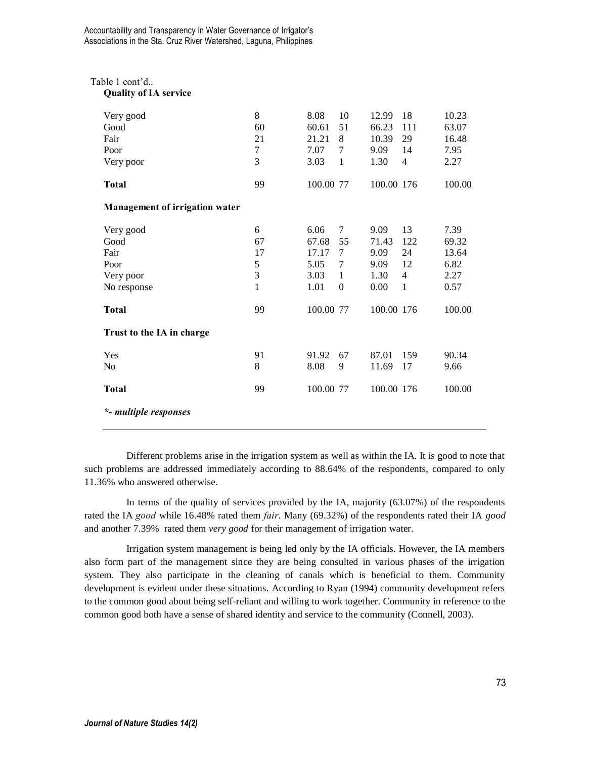Table 1 cont'd..

| | | | | | | |
|---|---|---|---|---|---|---|
| **Quality of IA service** | | | | | | |
| Very good | 8 | 8.08 | 10 | 12.99 | 18 | 10.23 |
| Good | 60 | 60.61 | 51 | 66.23 | 111 | 63.07 |
| Fair | 21 | 21.21 | 8 | 10.39 | 29 | 16.48 |
| Poor | 7 | 7.07 | 7 | 9.09 | 14 | 7.95 |
| Very poor | 3 | 3.03 | 1 | 1.30 | 4 | 2.27 |
| **Total** | 99 | 100.00 | 77 | 100.00 | 176 | 100.00 |
| **Management of irrigation water** | | | | | | |
| Very good | 6 | 6.06 | 7 | 9.09 | 13 | 7.39 |
| Good | 67 | 67.68 | 55 | 71.43 | 122 | 69.32 |
| Fair | 17 | 17.17 | 7 | 9.09 | 24 | 13.64 |
| Poor | 5 | 5.05 | 7 | 9.09 | 12 | 6.82 |
| Very poor | 3 | 3.03 | 1 | 1.30 | 4 | 2.27 |
| No response | 1 | 1.01 | 0 | 0.00 | 1 | 0.57 |
| **Total** | 99 | 100.00 | 77 | 100.00 | 176 | 100.00 |
| **Trust to the IA in charge** | | | | | | |
| Yes | 91 | 91.92 | 67 | 87.01 | 159 | 90.34 |
| No | 8 | 8.08 | 9 | 11.69 | 17 | 9.66 |
| **Total** | 99 | 100.00 | 77 | 100.00 | 176 | 100.00 |

***- multiple responses***

Different problems arise in the irrigation system as well as within the IA. It is good to note that such problems are addressed immediately according to 88.64% of the respondents, compared to only 11.36% who answered otherwise.

In terms of the quality of services provided by the IA, majority (63.07%) of the respondents rated the IA *good* while 16.48% rated them *fair*. Many (69.32%) of the respondents rated their IA *good* and another 7.39% rated them *very good* for their management of irrigation water.

Irrigation system management is being led only by the IA officials. However, the IA members also form part of the management since they are being consulted in various phases of the irrigation system. They also participate in the cleaning of canals which is beneficial to them. Community development is evident under these situations. According to Ryan (1994) community development refers to the common good about being self-reliant and willing to work together. Community in reference to the common good both have a sense of shared identity and service to the community (Connell, 2003).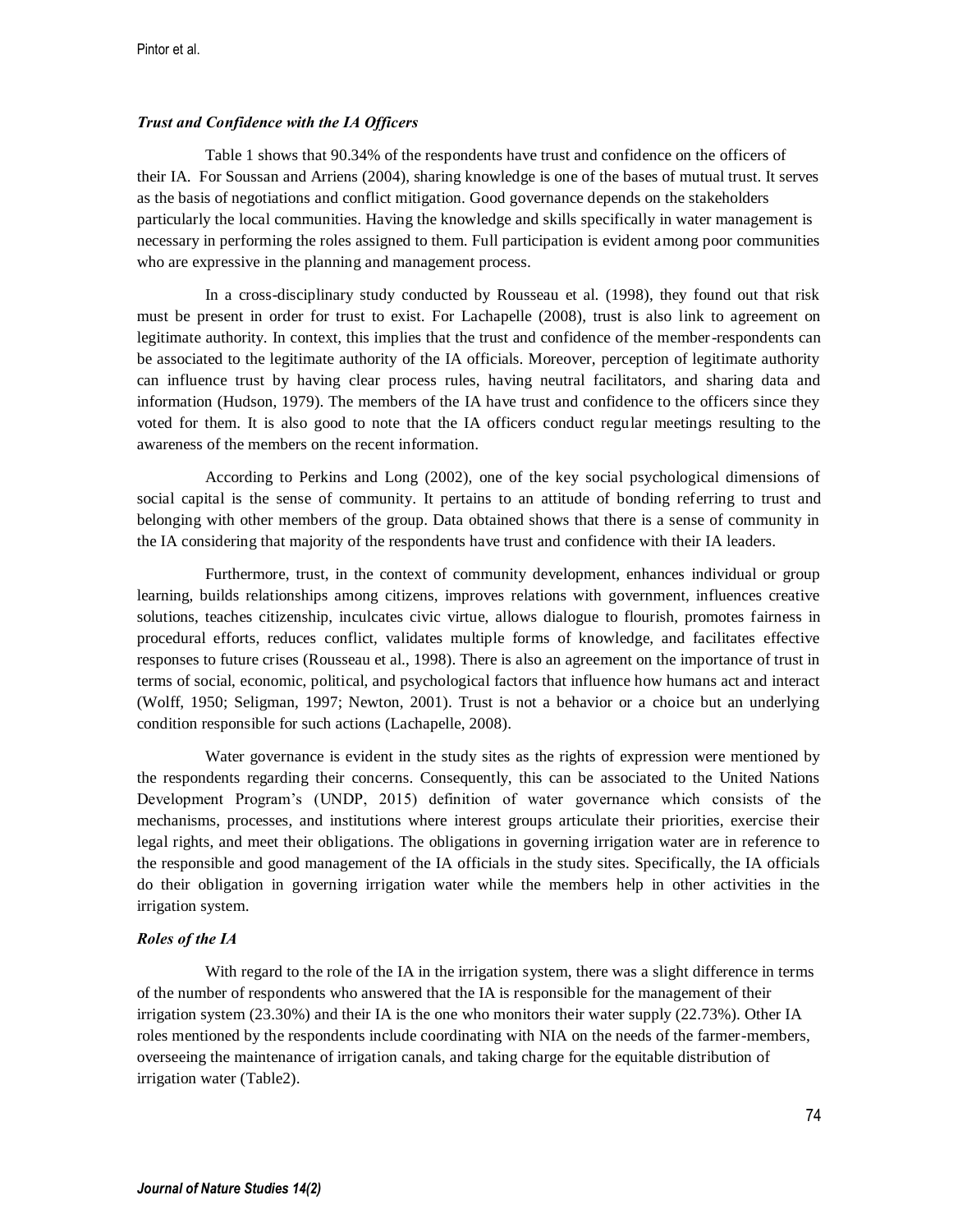***Trust and Confidence with the IA Officers***

Table 1 shows that 90.34% of the respondents have trust and confidence on the officers of their IA. For Soussan and Arriens (2004), sharing knowledge is one of the bases of mutual trust. It serves as the basis of negotiations and conflict mitigation. Good governance depends on the stakeholders particularly the local communities. Having the knowledge and skills specifically in water management is necessary in performing the roles assigned to them. Full participation is evident among poor communities who are expressive in the planning and management process.

In a cross-disciplinary study conducted by Rousseau et al. (1998), they found out that risk must be present in order for trust to exist. For Lachapelle (2008), trust is also link to agreement on legitimate authority. In context, this implies that the trust and confidence of the member-respondents can be associated to the legitimate authority of the IA officials. Moreover, perception of legitimate authority can influence trust by having clear process rules, having neutral facilitators, and sharing data and information (Hudson, 1979). The members of the IA have trust and confidence to the officers since they voted for them. It is also good to note that the IA officers conduct regular meetings resulting to the awareness of the members on the recent information.

According to Perkins and Long (2002), one of the key social psychological dimensions of social capital is the sense of community. It pertains to an attitude of bonding referring to trust and belonging with other members of the group. Data obtained shows that there is a sense of community in the IA considering that majority of the respondents have trust and confidence with their IA leaders.

Furthermore, trust, in the context of community development, enhances individual or group learning, builds relationships among citizens, improves relations with government, influences creative solutions, teaches citizenship, inculcates civic virtue, allows dialogue to flourish, promotes fairness in procedural efforts, reduces conflict, validates multiple forms of knowledge, and facilitates effective responses to future crises (Rousseau et al., 1998). There is also an agreement on the importance of trust in terms of social, economic, political, and psychological factors that influence how humans act and interact (Wolff, 1950; Seligman, 1997; Newton, 2001). Trust is not a behavior or a choice but an underlying condition responsible for such actions (Lachapelle, 2008).

Water governance is evident in the study sites as the rights of expression were mentioned by the respondents regarding their concerns. Consequently, this can be associated to the United Nations Development Program's (UNDP, 2015) definition of water governance which consists of the mechanisms, processes, and institutions where interest groups articulate their priorities, exercise their legal rights, and meet their obligations. The obligations in governing irrigation water are in reference to the responsible and good management of the IA officials in the study sites. Specifically, the IA officials do their obligation in governing irrigation water while the members help in other activities in the irrigation system.

***Roles of the IA***

With regard to the role of the IA in the irrigation system, there was a slight difference in terms of the number of respondents who answered that the IA is responsible for the management of their irrigation system (23.30%) and their IA is the one who monitors their water supply (22.73%). Other IA roles mentioned by the respondents include coordinating with NIA on the needs of the farmer-members, overseeing the maintenance of irrigation canals, and taking charge for the equitable distribution of irrigation water (Table2).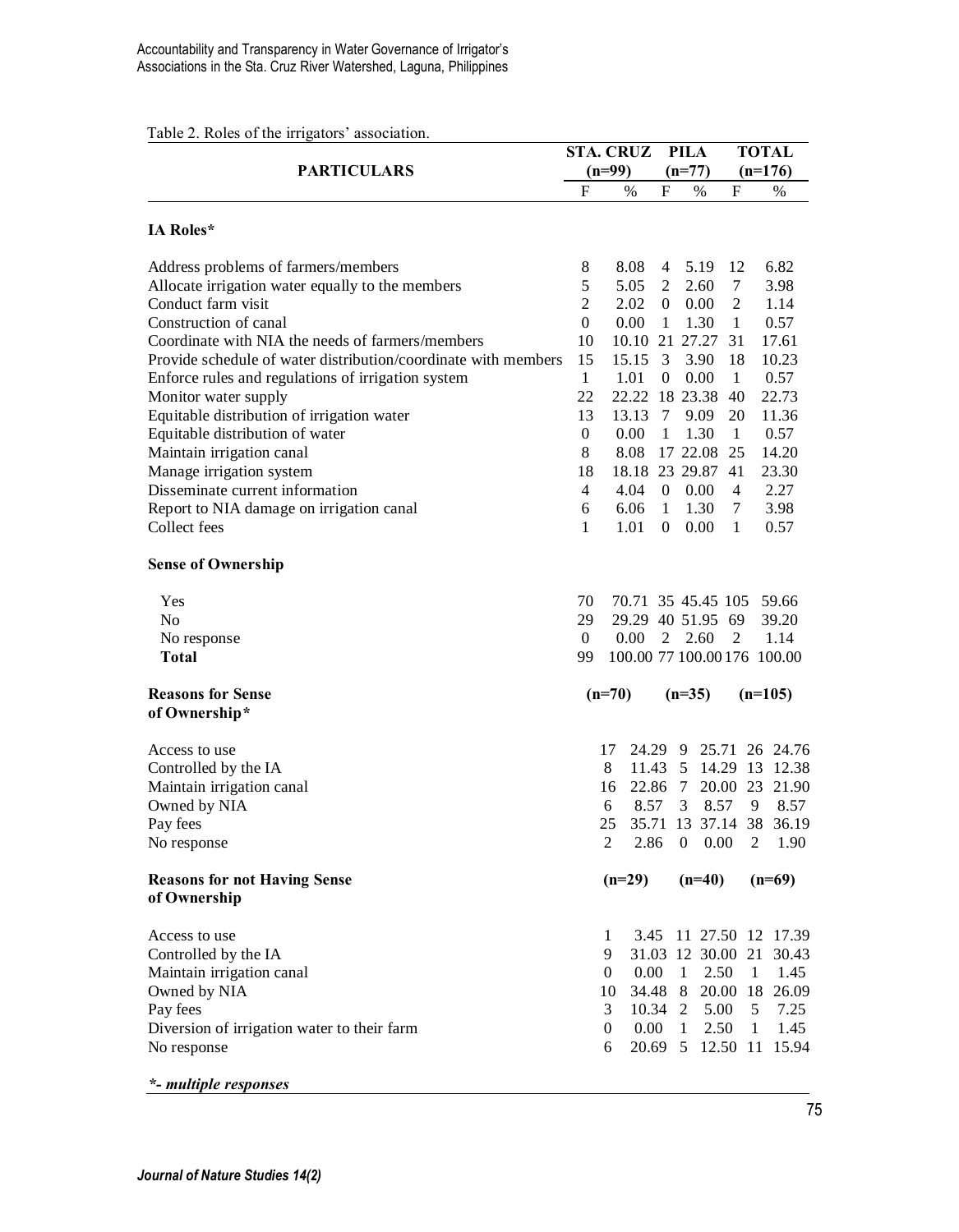Table 2. Roles of the irrigators' association.

| PARTICULARS | STA. CRUZ (n=99) | | PILA (n=77) | | TOTAL (n=176) | |
|---|---|---|---|---|---|---|
| | F | % | F | % | F | % |
| **IA Roles*** | | | | | | |
| Address problems of farmers/members | 8 | 8.08 | 4 | 5.19 | 12 | 6.82 |
| Allocate irrigation water equally to the members | 5 | 5.05 | 2 | 2.60 | 7 | 3.98 |
| Conduct farm visit | 2 | 2.02 | 0 | 0.00 | 2 | 1.14 |
| Construction of canal | 0 | 0.00 | 1 | 1.30 | 1 | 0.57 |
| Coordinate with NIA the needs of farmers/members | 10 | 10.10 | 21 | 27.27 | 31 | 17.61 |
| Provide schedule of water distribution/coordinate with members | 15 | 15.15 | 3 | 3.90 | 18 | 10.23 |
| Enforce rules and regulations of irrigation system | 1 | 1.01 | 0 | 0.00 | 1 | 0.57 |
| Monitor water supply | 22 | 22.22 | 18 | 23.38 | 40 | 22.73 |
| Equitable distribution of irrigation water | 13 | 13.13 | 7 | 9.09 | 20 | 11.36 |
| Equitable distribution of water | 0 | 0.00 | 1 | 1.30 | 1 | 0.57 |
| Maintain irrigation canal | 8 | 8.08 | 17 | 22.08 | 25 | 14.20 |
| Manage irrigation system | 18 | 18.18 | 23 | 29.87 | 41 | 23.30 |
| Disseminate current information | 4 | 4.04 | 0 | 0.00 | 4 | 2.27 |
| Report to NIA damage on irrigation canal | 6 | 6.06 | 1 | 1.30 | 7 | 3.98 |
| Collect fees | 1 | 1.01 | 0 | 0.00 | 1 | 0.57 |
| **Sense of Ownership** | | | | | | |
| Yes | 70 | 70.71 | 35 | 45.45 | 105 | 59.66 |
| No | 29 | 29.29 | 40 | 51.95 | 69 | 39.20 |
| No response | 0 | 0.00 | 2 | 2.60 | 2 | 1.14 |
| **Total** | 99 | 100.00 | 77 | 100.00 | 176 | 100.00 |
| **Reasons for Sense of Ownership*** | (n=70) | | (n=35) | | (n=105) | |
| Access to use | 17 | 24.29 | 9 | 25.71 | 26 | 24.76 |
| Controlled by the IA | 8 | 11.43 | 5 | 14.29 | 13 | 12.38 |
| Maintain irrigation canal | 16 | 22.86 | 7 | 20.00 | 23 | 21.90 |
| Owned by NIA | 6 | 8.57 | 3 | 8.57 | 9 | 8.57 |
| Pay fees | 25 | 35.71 | 13 | 37.14 | 38 | 36.19 |
| No response | 2 | 2.86 | 0 | 0.00 | 2 | 1.90 |
| **Reasons for not Having Sense of Ownership** | (n=29) | | (n=40) | | (n=69) | |
| Access to use | 1 | 3.45 | 11 | 27.50 | 12 | 17.39 |
| Controlled by the IA | 9 | 31.03 | 12 | 30.00 | 21 | 30.43 |
| Maintain irrigation canal | 0 | 0.00 | 1 | 2.50 | 1 | 1.45 |
| Owned by NIA | 10 | 34.48 | 8 | 20.00 | 18 | 26.09 |
| Pay fees | 3 | 10.34 | 2 | 5.00 | 5 | 7.25 |
| Diversion of irrigation water to their farm | 0 | 0.00 | 1 | 2.50 | 1 | 1.45 |
| No response | 6 | 20.69 | 5 | 12.50 | 11 | 15.94 |

***- multiple responses***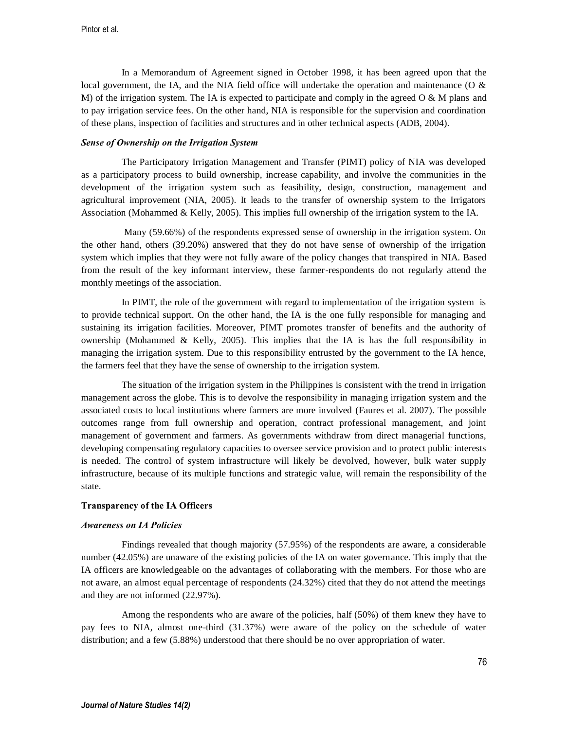In a Memorandum of Agreement signed in October 1998, it has been agreed upon that the local government, the IA, and the NIA field office will undertake the operation and maintenance (O & M) of the irrigation system. The IA is expected to participate and comply in the agreed O & M plans and to pay irrigation service fees. On the other hand, NIA is responsible for the supervision and coordination of these plans, inspection of facilities and structures and in other technical aspects (ADB, 2004).

***Sense of Ownership on the Irrigation System***

The Participatory Irrigation Management and Transfer (PIMT) policy of NIA was developed as a participatory process to build ownership, increase capability, and involve the communities in the development of the irrigation system such as feasibility, design, construction, management and agricultural improvement (NIA, 2005). It leads to the transfer of ownership system to the Irrigators Association (Mohammed & Kelly, 2005). This implies full ownership of the irrigation system to the IA.

Many (59.66%) of the respondents expressed sense of ownership in the irrigation system. On the other hand, others (39.20%) answered that they do not have sense of ownership of the irrigation system which implies that they were not fully aware of the policy changes that transpired in NIA. Based from the result of the key informant interview, these farmer-respondents do not regularly attend the monthly meetings of the association.

In PIMT, the role of the government with regard to implementation of the irrigation system is to provide technical support. On the other hand, the IA is the one fully responsible for managing and sustaining its irrigation facilities. Moreover, PIMT promotes transfer of benefits and the authority of ownership (Mohammed & Kelly, 2005). This implies that the IA is has the full responsibility in managing the irrigation system. Due to this responsibility entrusted by the government to the IA hence, the farmers feel that they have the sense of ownership to the irrigation system.

The situation of the irrigation system in the Philippines is consistent with the trend in irrigation management across the globe. This is to devolve the responsibility in managing irrigation system and the associated costs to local institutions where farmers are more involved (Faures et al. 2007). The possible outcomes range from full ownership and operation, contract professional management, and joint management of government and farmers. As governments withdraw from direct managerial functions, developing compensating regulatory capacities to oversee service provision and to protect public interests is needed. The control of system infrastructure will likely be devolved, however, bulk water supply infrastructure, because of its multiple functions and strategic value, will remain the responsibility of the state.

**Transparency of the IA Officers**

***Awareness on IA Policies***

Findings revealed that though majority (57.95%) of the respondents are aware, a considerable number (42.05%) are unaware of the existing policies of the IA on water governance. This imply that the IA officers are knowledgeable on the advantages of collaborating with the members. For those who are not aware, an almost equal percentage of respondents (24.32%) cited that they do not attend the meetings and they are not informed (22.97%).

Among the respondents who are aware of the policies, half (50%) of them knew they have to pay fees to NIA, almost one-third (31.37%) were aware of the policy on the schedule of water distribution; and a few (5.88%) understood that there should be no over appropriation of water.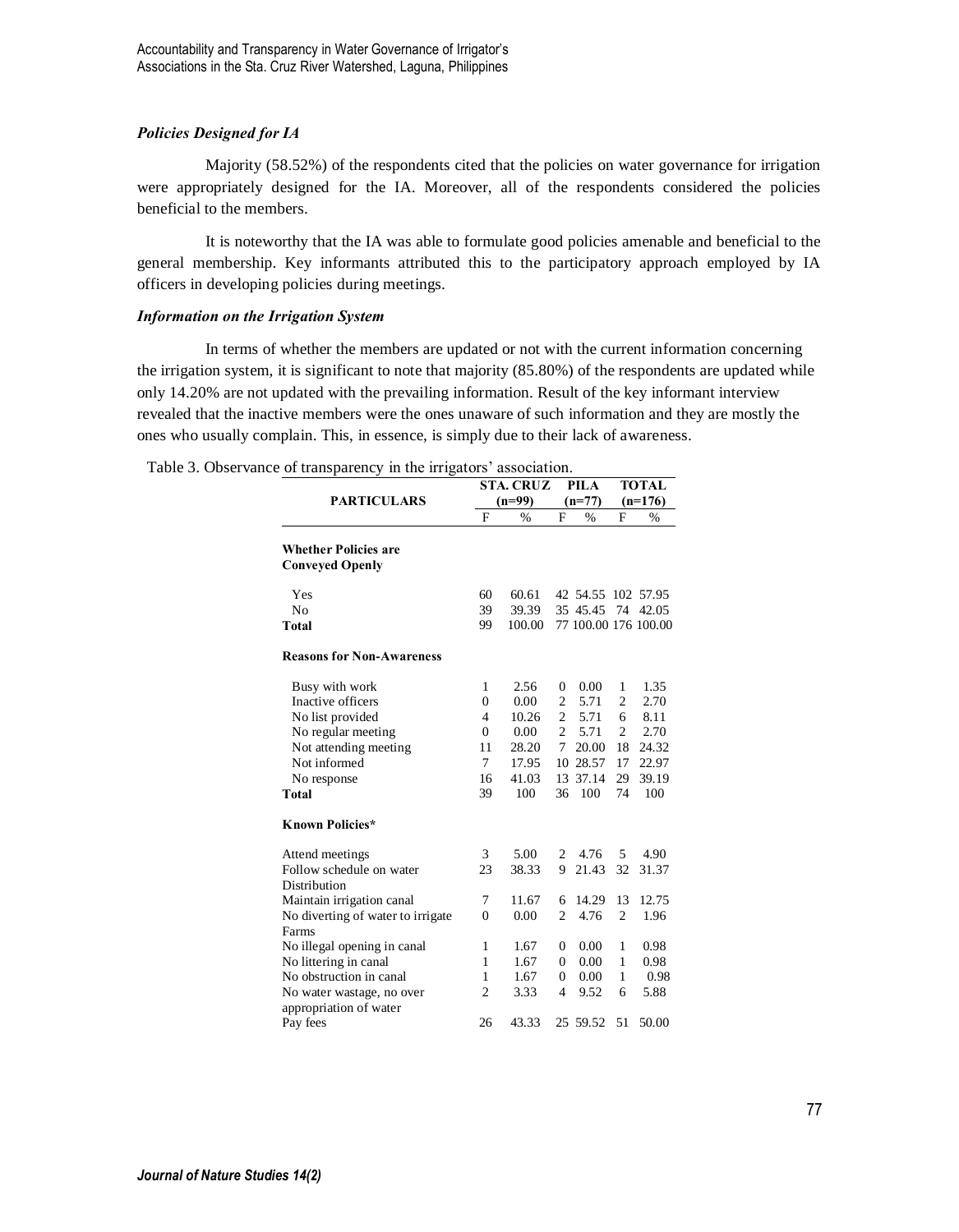### *Policies Designed for IA*

Majority (58.52%) of the respondents cited that the policies on water governance for irrigation were appropriately designed for the IA. Moreover, all of the respondents considered the policies beneficial to the members.

It is noteworthy that the IA was able to formulate good policies amenable and beneficial to the general membership. Key informants attributed this to the participatory approach employed by IA officers in developing policies during meetings.

### *Information on the Irrigation System*

In terms of whether the members are updated or not with the current information concerning the irrigation system, it is significant to note that majority (85.80%) of the respondents are updated while only 14.20% are not updated with the prevailing information. Result of the key informant interview revealed that the inactive members were the ones unaware of such information and they are mostly the ones who usually complain. This, in essence, is simply due to their lack of awareness.

Table 3. Observance of transparency in the irrigators' association.

| PARTICULARS | STA. CRUZ (n=99) | | PILA (n=77) | | TOTAL (n=176) | |
|---|---|---|---|---|---|---|
| | F | % | F | % | F | % |
| **Whether Policies are Conveyed Openly** | | | | | | |
| Yes | 60 | 60.61 | 42 | 54.55 | 102 | 57.95 |
| No | 39 | 39.39 | 35 | 45.45 | 74 | 42.05 |
| **Total** | 99 | 100.00 | 77 | 100.00 | 176 | 100.00 |
| **Reasons for Non-Awareness** | | | | | | |
| Busy with work | 1 | 2.56 | 0 | 0.00 | 1 | 1.35 |
| Inactive officers | 0 | 0.00 | 2 | 5.71 | 2 | 2.70 |
| No list provided | 4 | 10.26 | 2 | 5.71 | 6 | 8.11 |
| No regular meeting | 0 | 0.00 | 2 | 5.71 | 2 | 2.70 |
| Not attending meeting | 11 | 28.20 | 7 | 20.00 | 18 | 24.32 |
| Not informed | 7 | 17.95 | 10 | 28.57 | 17 | 22.97 |
| No response | 16 | 41.03 | 13 | 37.14 | 29 | 39.19 |
| **Total** | 39 | 100 | 36 | 100 | 74 | 100 |
| **Known Policies*** | | | | | | |
| Attend meetings | 3 | 5.00 | 2 | 4.76 | 5 | 4.90 |
| Follow schedule on water Distribution | 23 | 38.33 | 9 | 21.43 | 32 | 31.37 |
| Maintain irrigation canal | 7 | 11.67 | 6 | 14.29 | 13 | 12.75 |
| No diverting of water to irrigate Farms | 0 | 0.00 | 2 | 4.76 | 2 | 1.96 |
| No illegal opening in canal | 1 | 1.67 | 0 | 0.00 | 1 | 0.98 |
| No littering in canal | 1 | 1.67 | 0 | 0.00 | 1 | 0.98 |
| No obstruction in canal | 1 | 1.67 | 0 | 0.00 | 1 | 0.98 |
| No water wastage, no over appropriation of water | 2 | 3.33 | 4 | 9.52 | 6 | 5.88 |
| Pay fees | 26 | 43.33 | 25 | 59.52 | 51 | 50.00 |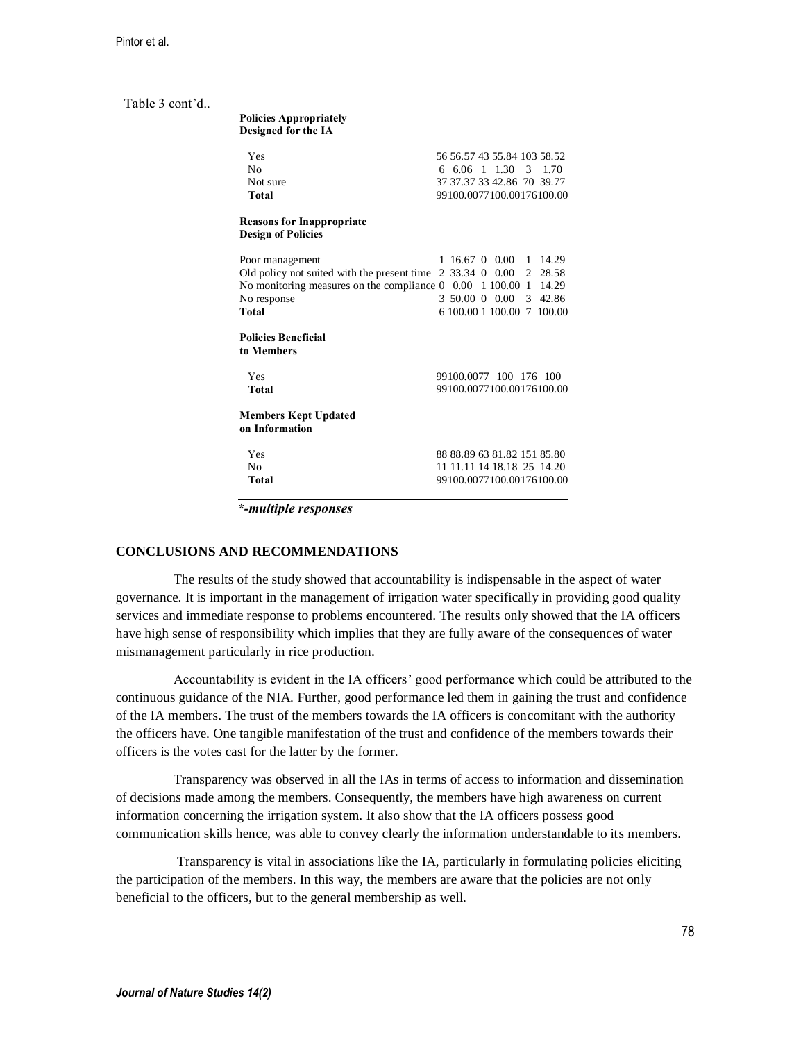Table 3 cont'd..

| | | | | | | |
|---|---|---|---|---|---|---|
| **Policies Appropriately Designed for the IA** | | | | | | |
| Yes | 56 | 56.57 | 43 | 55.84 | 103 | 58.52 |
| No | 6 | 6.06 | 1 | 1.30 | 3 | 1.70 |
| Not sure | 37 | 37.37 | 33 | 42.86 | 70 | 39.77 |
| **Total** | 99 | 100.00 | 77 | 100.00 | 176 | 100.00 |
| **Reasons for Inappropriate Design of Policies** | | | | | | |
| Poor management | 1 | 16.67 | 0 | 0.00 | 1 | 14.29 |
| Old policy not suited with the present time | 2 | 33.34 | 0 | 0.00 | 2 | 28.58 |
| No monitoring measures on the compliance | 0 | 0.00 | 1 | 100.00 | 1 | 14.29 |
| No response | 3 | 50.00 | 0 | 0.00 | 3 | 42.86 |
| **Total** | 6 | 100.00 | 1 | 100.00 | 7 | 100.00 |
| **Policies Beneficial to Members** | | | | | | |
| Yes | 99 | 100.00 | 77 | 100 | 176 | 100 |
| **Total** | 99 | 100.00 | 77 | 100.00 | 176 | 100.00 |
| **Members Kept Updated on Information** | | | | | | |
| Yes | 88 | 88.89 | 63 | 81.82 | 151 | 85.80 |
| No | 11 | 11.11 | 14 | 18.18 | 25 | 14.20 |
| **Total** | 99 | 100.00 | 77 | 100.00 | 176 | 100.00 |

***-multiple responses***

## CONCLUSIONS AND RECOMMENDATIONS

The results of the study showed that accountability is indispensable in the aspect of water governance. It is important in the management of irrigation water specifically in providing good quality services and immediate response to problems encountered. The results only showed that the IA officers have high sense of responsibility which implies that they are fully aware of the consequences of water mismanagement particularly in rice production.

Accountability is evident in the IA officers' good performance which could be attributed to the continuous guidance of the NIA. Further, good performance led them in gaining the trust and confidence of the IA members. The trust of the members towards the IA officers is concomitant with the authority the officers have. One tangible manifestation of the trust and confidence of the members towards their officers is the votes cast for the latter by the former.

Transparency was observed in all the IAs in terms of access to information and dissemination of decisions made among the members. Consequently, the members have high awareness on current information concerning the irrigation system. It also show that the IA officers possess good communication skills hence, was able to convey clearly the information understandable to its members.

Transparency is vital in associations like the IA, particularly in formulating policies eliciting the participation of the members. In this way, the members are aware that the policies are not only beneficial to the officers, but to the general membership as well.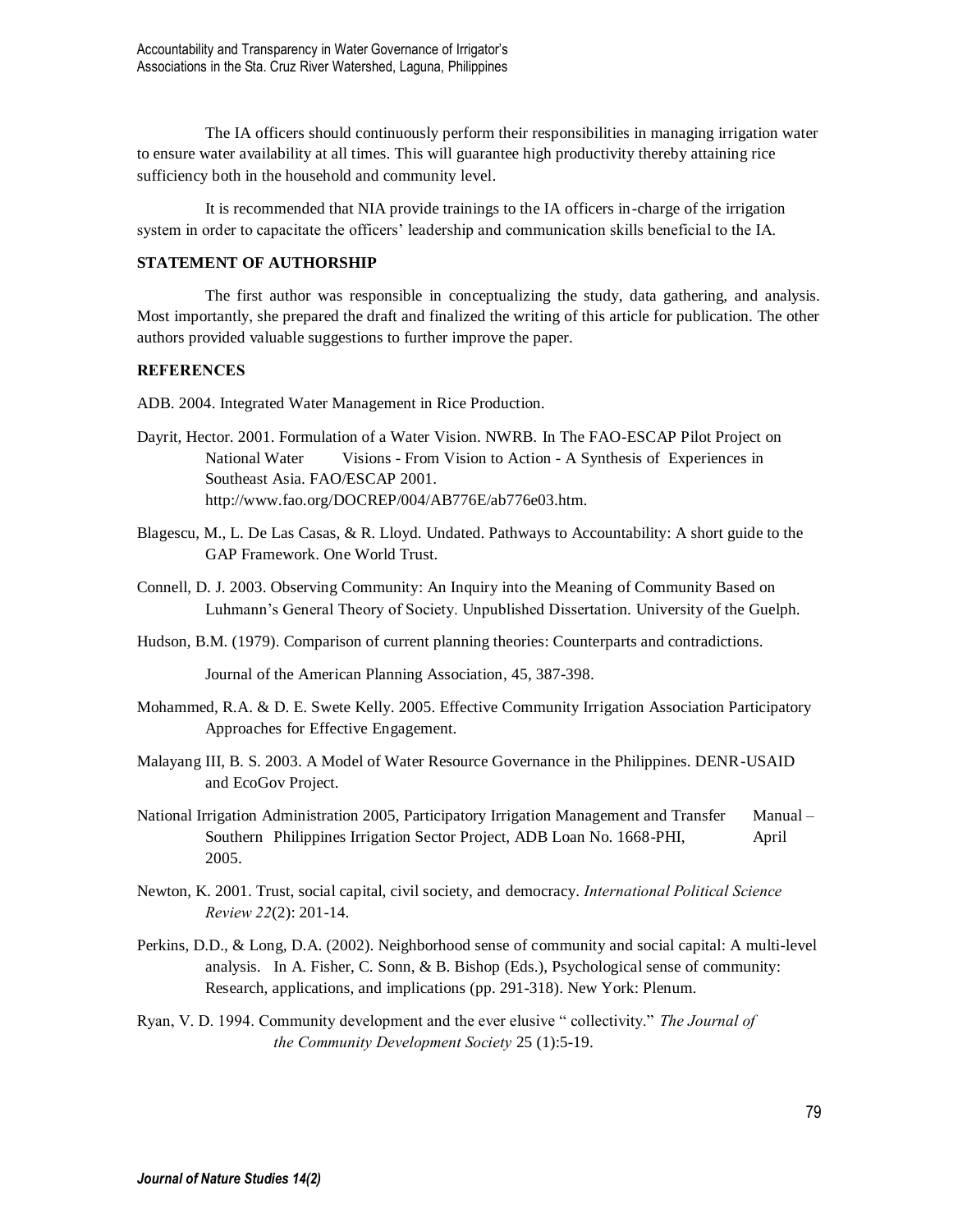The IA officers should continuously perform their responsibilities in managing irrigation water to ensure water availability at all times. This will guarantee high productivity thereby attaining rice sufficiency both in the household and community level.

It is recommended that NIA provide trainings to the IA officers in-charge of the irrigation system in order to capacitate the officers' leadership and communication skills beneficial to the IA.

## STATEMENT OF AUTHORSHIP

The first author was responsible in conceptualizing the study, data gathering, and analysis. Most importantly, she prepared the draft and finalized the writing of this article for publication. The other authors provided valuable suggestions to further improve the paper.

## REFERENCES

ADB. 2004. Integrated Water Management in Rice Production.

Dayrit, Hector. 2001. Formulation of a Water Vision. NWRB. In The FAO-ESCAP Pilot Project on National Water Visions - From Vision to Action - A Synthesis of Experiences in Southeast Asia. FAO/ESCAP 2001. http://www.fao.org/DOCREP/004/AB776E/ab776e03.htm.

Blagescu, M., L. De Las Casas, & R. Lloyd. Undated. Pathways to Accountability: A short guide to the GAP Framework. One World Trust.

Connell, D. J. 2003. Observing Community: An Inquiry into the Meaning of Community Based on Luhmann's General Theory of Society. Unpublished Dissertation. University of the Guelph.

Hudson, B.M. (1979). Comparison of current planning theories: Counterparts and contradictions. Journal of the American Planning Association, 45, 387-398.

Mohammed, R.A. & D. E. Swete Kelly. 2005. Effective Community Irrigation Association Participatory Approaches for Effective Engagement.

Malayang III, B. S. 2003. A Model of Water Resource Governance in the Philippines. DENR-USAID and EcoGov Project.

National Irrigation Administration 2005, Participatory Irrigation Management and Transfer Manual – Southern Philippines Irrigation Sector Project, ADB Loan No. 1668-PHI, April 2005.

Newton, K. 2001. Trust, social capital, civil society, and democracy. *International Political Science Review 22*(2): 201-14.

Perkins, D.D., & Long, D.A. (2002). Neighborhood sense of community and social capital: A multi-level analysis. In A. Fisher, C. Sonn, & B. Bishop (Eds.), Psychological sense of community: Research, applications, and implications (pp. 291-318). New York: Plenum.

Ryan, V. D. 1994. Community development and the ever elusive " collectivity." *The Journal of the Community Development Society* 25 (1):5-19.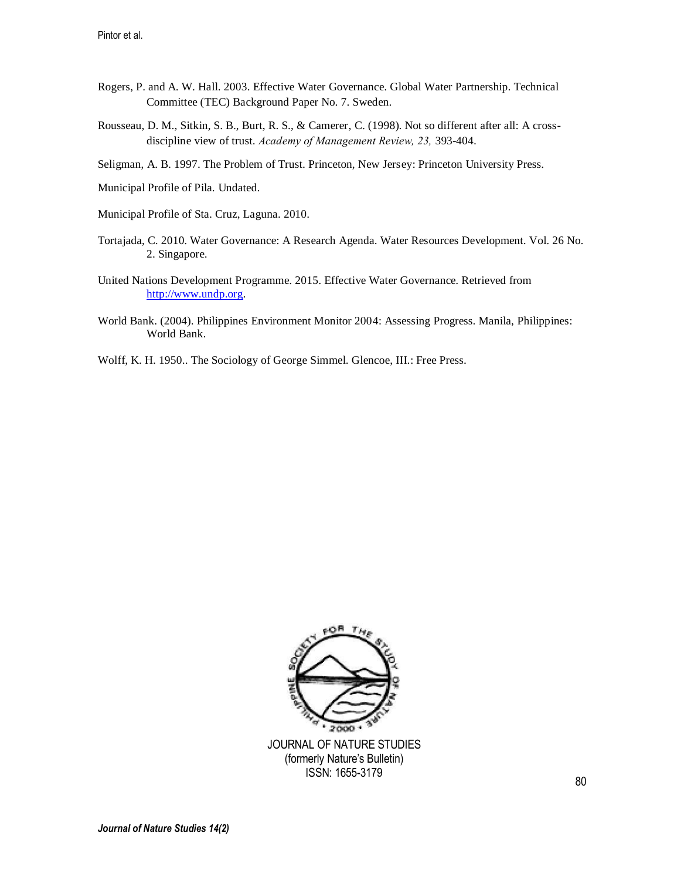Rogers, P. and A. W. Hall. 2003. Effective Water Governance. Global Water Partnership. Technical Committee (TEC) Background Paper No. 7. Sweden.

Rousseau, D. M., Sitkin, S. B., Burt, R. S., & Camerer, C. (1998). Not so different after all: A cross-discipline view of trust. *Academy of Management Review, 23,* 393-404.

Seligman, A. B. 1997. The Problem of Trust. Princeton, New Jersey: Princeton University Press.

Municipal Profile of Pila. Undated.

Municipal Profile of Sta. Cruz, Laguna. 2010.

Tortajada, C. 2010. Water Governance: A Research Agenda. Water Resources Development. Vol. 26 No. 2. Singapore.

United Nations Development Programme. 2015. Effective Water Governance. Retrieved from http://www.undp.org.

World Bank. (2004). Philippines Environment Monitor 2004: Assessing Progress. Manila, Philippines: World Bank.

Wolff, K. H. 1950.. The Sociology of George Simmel. Glencoe, III.: Free Press.

JOURNAL OF NATURE STUDIES
(formerly Nature's Bulletin)
ISSN: 1655-3179